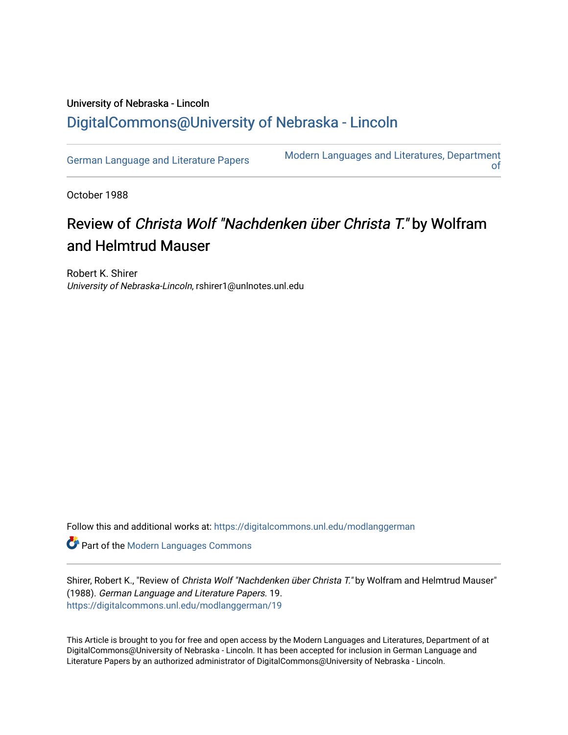University of Nebraska - Lincoln

## DigitalCommons@University of Nebraska - Lincoln

German Language and Literature Papers

Modern Languages and Literatures, Department of

October 1988

# Review of *Christa Wolf "Nachdenken über Christa T."* by Wolfram and Helmtrud Mauser

Robert K. Shirer
*University of Nebraska-Lincoln*, rshirer1@unlnotes.unl.edu

Follow this and additional works at: https://digitalcommons.unl.edu/modlanggerman

Part of the Modern Languages Commons

Shirer, Robert K., "Review of *Christa Wolf "Nachdenken über Christa T."* by Wolfram and Helmtrud Mauser" (1988). *German Language and Literature Papers*. 19.
https://digitalcommons.unl.edu/modlanggerman/19

This Article is brought to you for free and open access by the Modern Languages and Literatures, Department of at DigitalCommons@University of Nebraska - Lincoln. It has been accepted for inclusion in German Language and Literature Papers by an authorized administrator of DigitalCommons@University of Nebraska - Lincoln.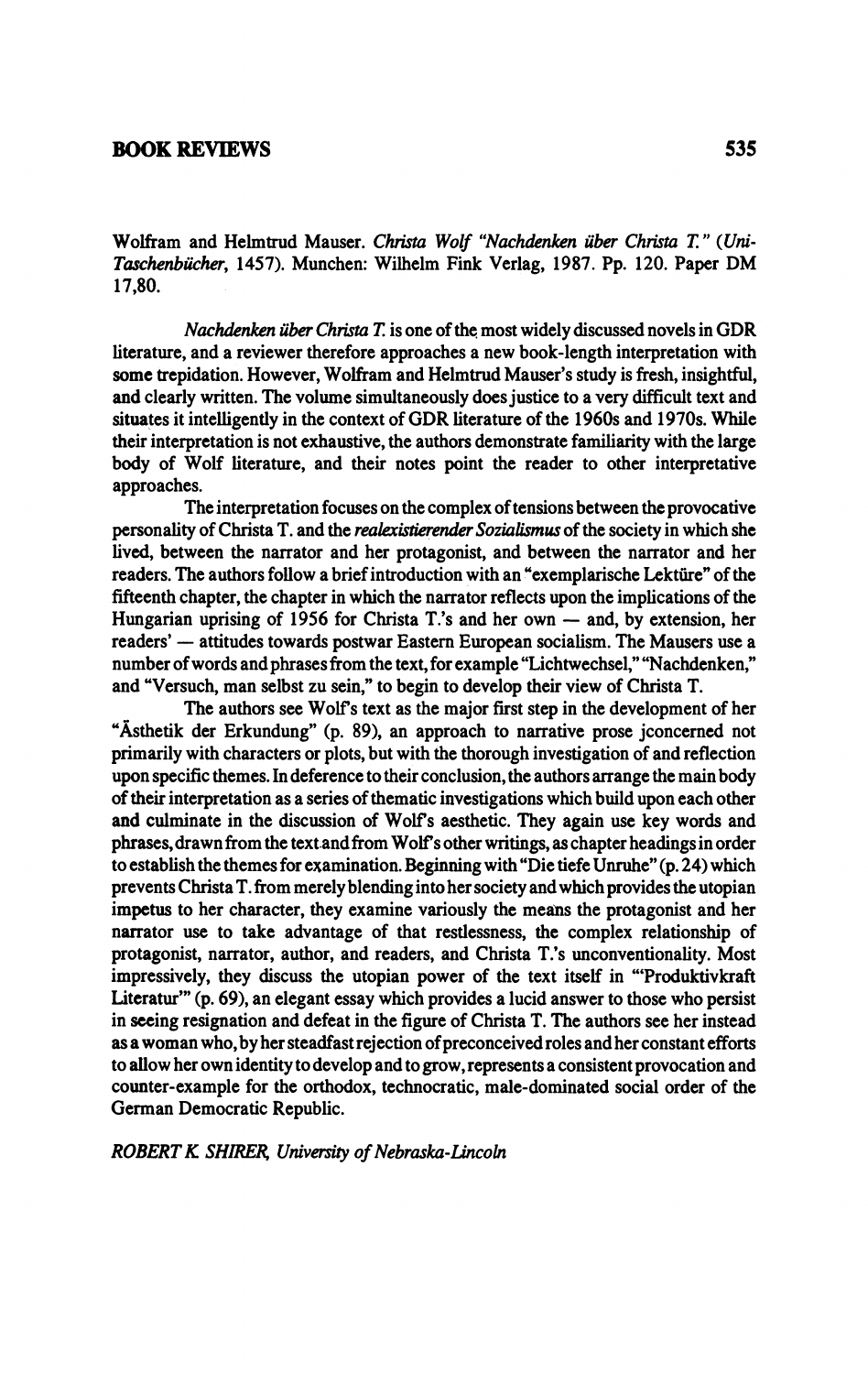Wolfram and Helmtrud Mauser. *Christa Wolf "Nachdenken über Christa T."* (*Uni-Taschenbücher*, 1457). München: Wilhelm Fink Verlag, 1987. Pp. 120. Paper DM 17,80.

*Nachdenken über Christa T.* is one of the most widely discussed novels in GDR literature, and a reviewer therefore approaches a new book-length interpretation with some trepidation. However, Wolfram and Helmtrud Mauser's study is fresh, insightful, and clearly written. The volume simultaneously does justice to a very difficult text and situates it intelligently in the context of GDR literature of the 1960s and 1970s. While their interpretation is not exhaustive, the authors demonstrate familiarity with the large body of Wolf literature, and their notes point the reader to other interpretative approaches.

The interpretation focuses on the complex of tensions between the provocative personality of Christa T. and the *realexistierender Sozialismus* of the society in which she lived, between the narrator and her protagonist, and between the narrator and her readers. The authors follow a brief introduction with an "exemplarische Lektüre" of the fifteenth chapter, the chapter in which the narrator reflects upon the implications of the Hungarian uprising of 1956 for Christa T.'s and her own — and, by extension, her readers' — attitudes towards postwar Eastern European socialism. The Mausers use a number of words and phrases from the text, for example "Lichtwechsel," "Nachdenken," and "Versuch, man selbst zu sein," to begin to develop their view of Christa T.

The authors see Wolf's text as the major first step in the development of her "Ästhetik der Erkundung" (p. 89), an approach to narrative prose jconcerned not primarily with characters or plots, but with the thorough investigation of and reflection upon specific themes. In deference to their conclusion, the authors arrange the main body of their interpretation as a series of thematic investigations which build upon each other and culminate in the discussion of Wolf's aesthetic. They again use key words and phrases, drawn from the text and from Wolf's other writings, as chapter headings in order to establish the themes for examination. Beginning with "Die tiefe Unruhe" (p. 24) which prevents Christa T. from merely blending into her society and which provides the utopian impetus to her character, they examine variously the means the protagonist and her narrator use to take advantage of that restlessness, the complex relationship of protagonist, narrator, author, and readers, and Christa T.'s unconventionality. Most impressively, they discuss the utopian power of the text itself in "'Produktivkraft Literatur'" (p. 69), an elegant essay which provides a lucid answer to those who persist in seeing resignation and defeat in the figure of Christa T. The authors see her instead as a woman who, by her steadfast rejection of preconceived roles and her constant efforts to allow her own identity to develop and to grow, represents a consistent provocation and counter-example for the orthodox, technocratic, male-dominated social order of the German Democratic Republic.

*ROBERT K. SHIRER, University of Nebraska-Lincoln*